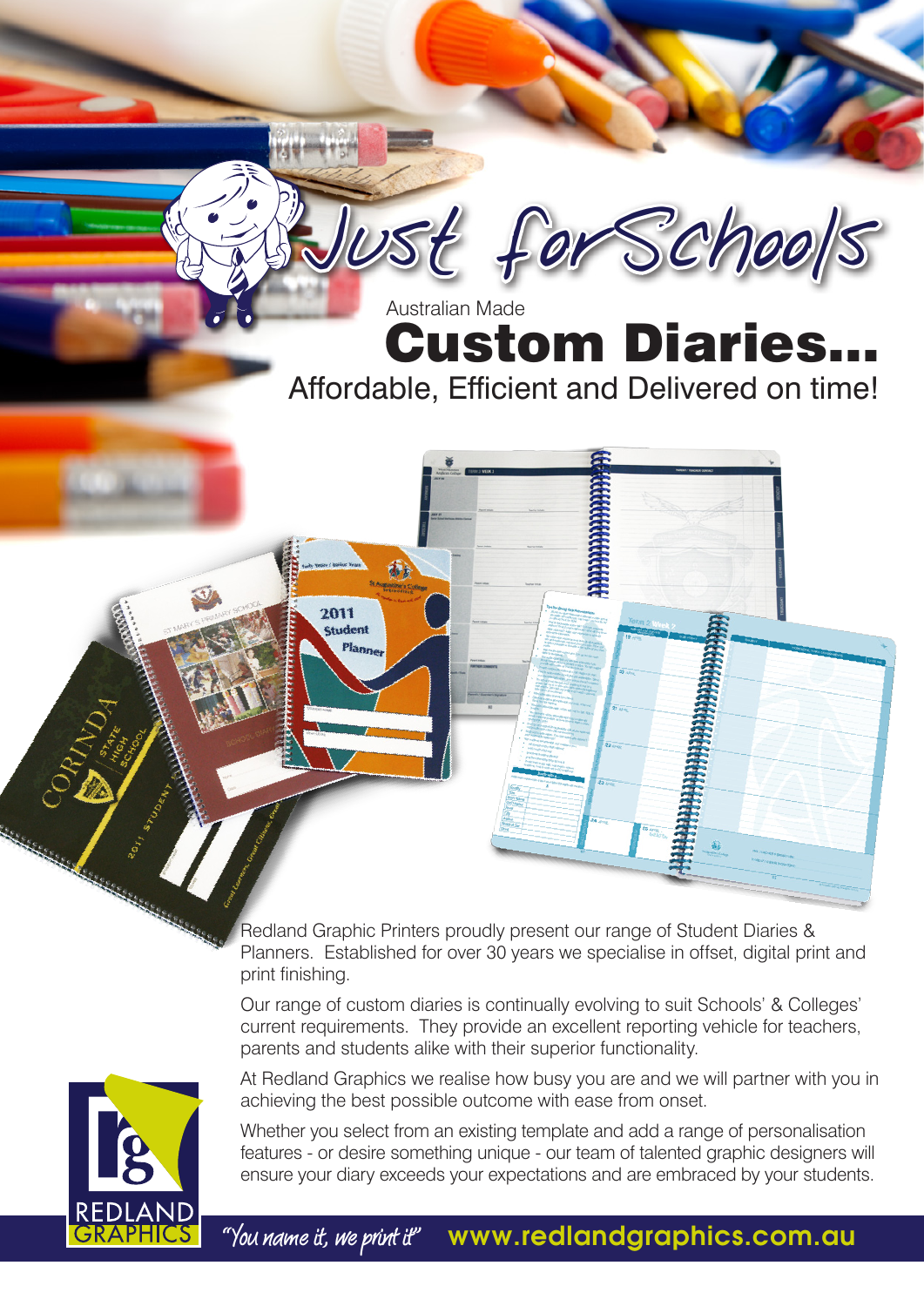# Just for Schools

Australian Made

# Custom Diaries...

## Affordable, Efficient and Delivered on time!

Redland Graphic Printers proudly present our range of Student Diaries & Planners. Established for over 30 years we specialise in offset, digital print and print finishing.

Our range of custom diaries is continually evolving to suit Schools' & Colleges' current requirements. They provide an excellent reporting vehicle for teachers, parents and students alike with their superior functionality.

At Redland Graphics we realise how busy you are and we will partner with you in achieving the best possible outcome with ease from onset.

Whether you select from an existing template and add a range of personalisation features - or desire something unique - our team of talented graphic designers will ensure your diary exceeds your expectations and are embraced by your students.

REDLAND GRAPHICS

*"You name it, we print it"* **www.redlandgraphics.com.au**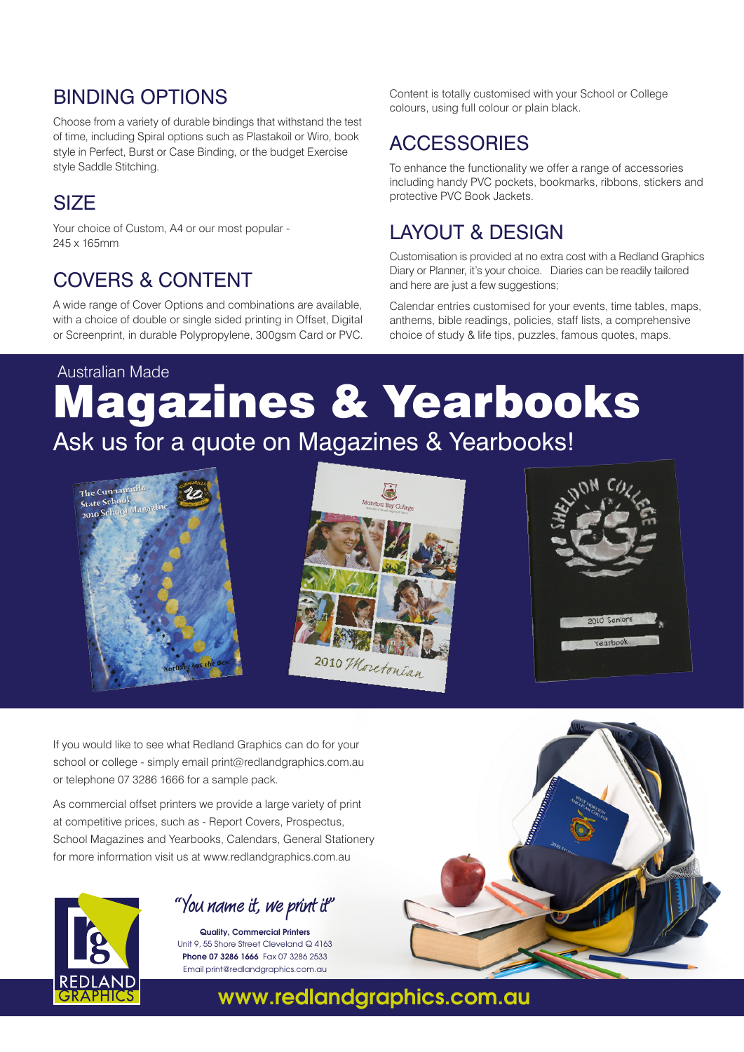## BINDING OPTIONS

Choose from a variety of durable bindings that withstand the test of time, including Spiral options such as Plastakoil or Wiro, book style in Perfect, Burst or Case Binding, or the budget Exercise style Saddle Stitching.

## SIZE

Your choice of Custom, A4 or our most popular - 245 x 165mm

## COVERS & CONTENT

A wide range of Cover Options and combinations are available, with a choice of double or single sided printing in Offset, Digital or Screenprint, in durable Polypropylene, 300gsm Card or PVC.

Content is totally customised with your School or College colours, using full colour or plain black.

## ACCESSORIES

To enhance the functionality we offer a range of accessories including handy PVC pockets, bookmarks, ribbons, stickers and protective PVC Book Jackets.

## LAYOUT & DESIGN

Customisation is provided at no extra cost with a Redland Graphics Diary or Planner, it's your choice. Diaries can be readily tailored and here are just a few suggestions;

Calendar entries customised for your events, time tables, maps, anthems, bible readings, policies, staff lists, a comprehensive choice of study & life tips, puzzles, famous quotes, maps.

Australian Made

# Magazines & Yearbooks

Ask us for a quote on Magazines & Yearbooks!

If you would like to see what Redland Graphics can do for your school or college - simply email print@redlandgraphics.com.au or telephone 07 3286 1666 for a sample pack.

As commercial offset printers we provide a large variety of print at competitive prices, such as - Report Covers, Prospectus, School Magazines and Yearbooks, Calendars, General Stationery for more information visit us at www.redlandgraphics.com.au

REDLAND GRAPHICS

*"You name it, we print it"*

**Quality, Commercial Printers**
Unit 9, 55 Shore Street Cleveland Q 4163
**Phone 07 3286 1666** Fax 07 3286 2533
Email print@redlandgraphics.com.au

**www.redlandgraphics.com.au**